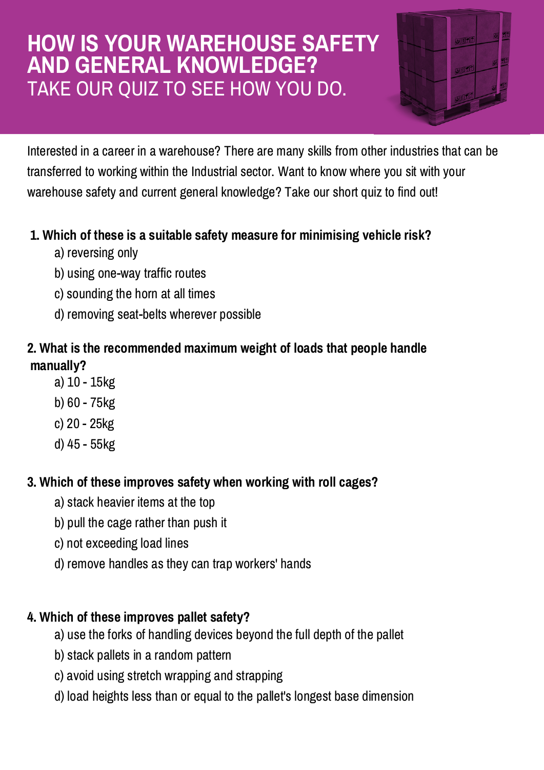# HOW IS YOUR WAREHOUSE SAFETY AND GENERAL KNOWLEDGE?

## TAKE OUR QUIZ TO SEE HOW YOU DO.

Interested in a career in a warehouse? There are many skills from other industries that can be transferred to working within the Industrial sector. Want to know where you sit with your warehouse safety and current general knowledge? Take our short quiz to find out!

**1. Which of these is a suitable safety measure for minimising vehicle risk?**

a) reversing only

b) using one-way traffic routes

c) sounding the horn at all times

d) removing seat-belts wherever possible

**2. What is the recommended maximum weight of loads that people handle manually?**

a) 10 - 15kg

b) 60 - 75kg

c) 20 - 25kg

d) 45 - 55kg

**3. Which of these improves safety when working with roll cages?**

a) stack heavier items at the top

b) pull the cage rather than push it

c) not exceeding load lines

d) remove handles as they can trap workers' hands

**4. Which of these improves pallet safety?**

a) use the forks of handling devices beyond the full depth of the pallet

b) stack pallets in a random pattern

c) avoid using stretch wrapping and strapping

d) load heights less than or equal to the pallet's longest base dimension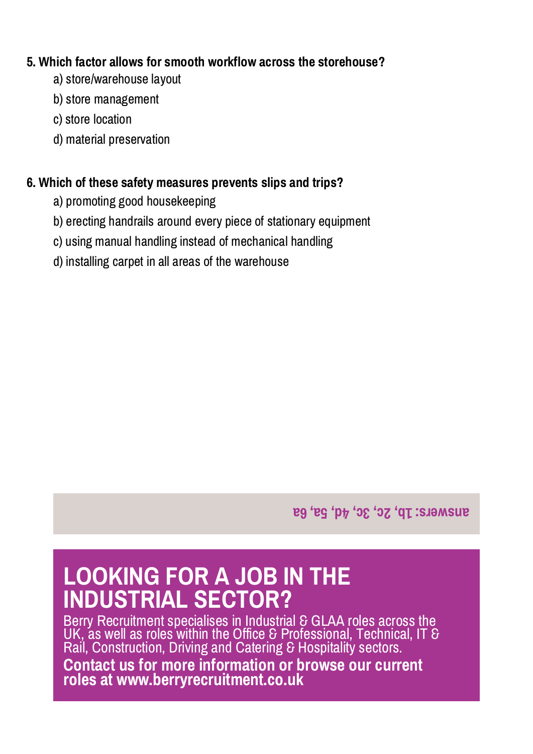**5. Which factor allows for smooth workflow across the storehouse?**

a) store/warehouse layout

b) store management

c) store location

d) material preservation

**6. Which of these safety measures prevents slips and trips?**

a) promoting good housekeeping

b) erecting handrails around every piece of stationary equipment

c) using manual handling instead of mechanical handling

d) installing carpet in all areas of the warehouse

**answers: 1b, 2c, 3c, 4d, 5a, 6a**

## LOOKING FOR A JOB IN THE INDUSTRIAL SECTOR?

Berry Recruitment specialises in Industrial & GLAA roles across the UK, as well as roles within the Office & Professional, Technical, IT & Rail, Construction, Driving and Catering & Hospitality sectors.

**Contact us for more information or browse our current roles at www.berryrecruitment.co.uk**